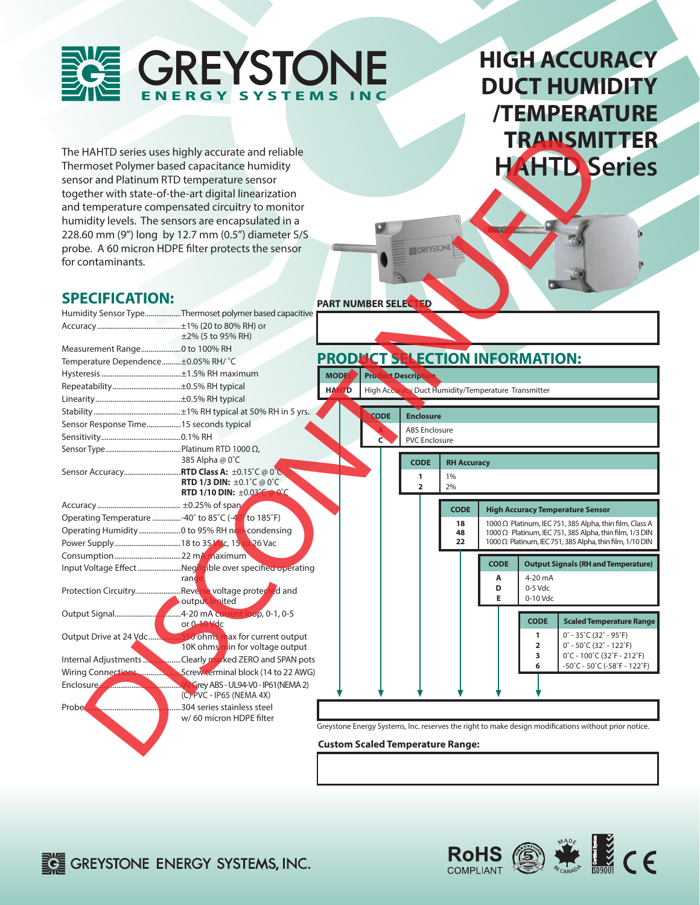# GREYSTONE ENERGY SYSTEMS INC

# HIGH ACCURACY DUCT HUMIDITY /TEMPERATURE TRANSMITTER HAHTD Series

DISCONTINUED

The HAHTD series uses highly accurate and reliable Thermoset Polymer based capacitance humidity sensor and Platinum RTD temperature sensor together with state-of-the-art digital linearization and temperature compensated circuitry to monitor humidity levels. The sensors are encapsulated in a 228.60 mm (9") long by 12.7 mm (0.5") diameter S/S probe. A 60 micron HDPE filter protects the sensor for contaminants.

## SPECIFICATION:

| | |
|---|---|
| Humidity Sensor Type | Thermoset polymer based capacitive |
| Accuracy | ±1% (20 to 80% RH) or ±2% (5 to 95% RH) |
| Measurement Range | 0 to 100% RH |
| Temperature Dependence | ±0.05% RH/ ˚C |
| Hysteresis | ±1.5% RH maximum |
| Repeatability | ±0.5% RH typical |
| Linearity | ±0.5% RH typical |
| Stability | ±1% RH typical at 50% RH in 5 yrs. |
| Sensor Response Time | 15 seconds typical |
| Sensitivity | 0.1% RH |
| Sensor Type | Platinum RTD 1000 Ω, 385 Alpha @ 0˚C |
| Sensor Accuracy | **RTD Class A:** ±0.15˚C @ 0˚C<br>**RTD 1/3 DIN:** ±0.1˚C @ 0˚C<br>**RTD 1/10 DIN:** ±0.03˚C @ 0˚C |
| Accuracy | ±0.25% of span |
| Operating Temperature | -40˚ to 85˚C (-40˚ to 185˚F) |
| Operating Humidity | 0 to 95% RH non-condensing |
| Power Supply | 18 to 35 Vdc, 15 to 26 Vac |
| Consumption | 22 mA maximum |
| Input Voltage Effect | Negligible over specified operating range |
| Protection Circuitry | Reverse voltage protected and output limited |
| Output Signal | 4-20 mA current loop, 0-1, 0-5 or 0-10 Vdc |
| Output Drive at 24 Vdc | 550 ohms max for current output<br>10K ohms min for voltage output |
| Internal Adjustments | Clearly marked ZERO and SPAN pots |
| Wiring Connections | Screw terminal block (14 to 22 AWG) |
| Enclosure | (A) Grey ABS - UL94-V0 - IP61(NEMA 2)<br>(C) PVC - IP65 (NEMA 4X) |
| Probe | 304 series stainless steel w/ 60 micron HDPE filter |

**PART NUMBER SELECTED**

## PRODUCT SELECTION INFORMATION:

| MODEL | Product Description |
|---|---|
| HAHTD | High Accuracy Duct Humidity/Temperature Transmitter |

| CODE | Enclosure |
|---|---|
| A | ABS Enclosure |
| C | PVC Enclosure |

| CODE | RH Accuracy |
|---|---|
| 1 | 1% |
| 2 | 2% |

| CODE | High Accuracy Temperature Sensor |
|---|---|
| 18 | 1000 Ω Platinum, IEC 751, 385 Alpha, thin film, Class A |
| 48 | 1000 Ω Platinum, IEC 751, 385 Alpha, thin film, 1/3 DIN |
| 22 | 1000 Ω Platinum, IEC 751, 385 Alpha, thin film, 1/10 DIN |

| CODE | Output Signals (RH and Temperature) |
|---|---|
| A | 4-20 mA |
| D | 0-5 Vdc |
| E | 0-10 Vdc |

| CODE | Scaled Temperature Range |
|---|---|
| 1 | 0˚ - 35˚C (32˚ - 95˚F) |
| 2 | 0˚ - 50˚C (32˚ - 122˚F) |
| 3 | 0˚C - 100˚C (32˚F - 212˚F) |
| 6 | -50˚C - 50˚C (-58˚F - 122˚F) |

Greystone Energy Systems, Inc. reserves the right to make design modifications without prior notice.

**Custom Scaled Temperature Range:**

GREYSTONE ENERGY SYSTEMS, INC.

RoHS COMPLIANT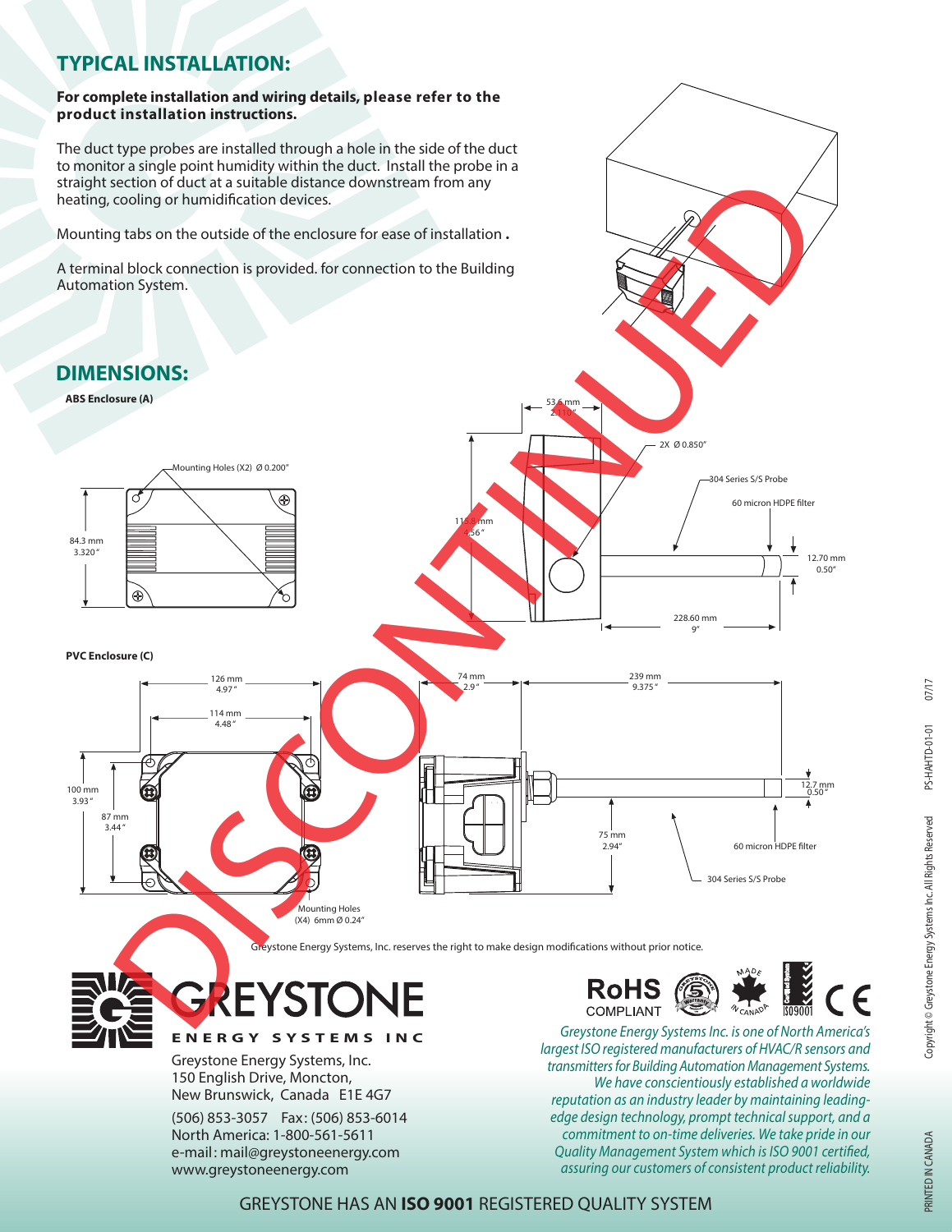## TYPICAL INSTALLATION:

**For complete installation and wiring details, please refer to the product installation instructions.**

The duct type probes are installed through a hole in the side of the duct to monitor a single point humidity within the duct. Install the probe in a straight section of duct at a suitable distance downstream from any heating, cooling or humidification devices.

Mounting tabs on the outside of the enclosure for ease of installation.

A terminal block connection is provided. for connection to the Building Automation System.

## DIMENSIONS:

**ABS Enclosure (A)**

Mounting Holes (X2) Ø 0.200"

84.3 mm
3.320"

53.6 mm
2.110"

113 mm
4.56"

2X Ø 0.850"

304 Series S/S Probe

60 micron HDPE filter

12.70 mm
0.50"

228.60 mm
9"

**PVC Enclosure (C)**

126 mm
4.97"

114 mm
4.48"

100 mm
3.93"

87 mm
3.44"

Mounting Holes
(X4) 6mm Ø 0.24"

74 mm
2.9"

239 mm
9.375"

12.7 mm
0.50"

75 mm
2.94"

60 micron HDPE filter

304 Series S/S Probe

DISCONTINUED

Greystone Energy Systems, Inc. reserves the right to make design modifications without prior notice.

GREYSTONE
ENERGY SYSTEMS INC

Greystone Energy Systems, Inc.
150 English Drive, Moncton,
New Brunswick, Canada E1E 4G7
(506) 853-3057 Fax: (506) 853-6014
North America: 1-800-561-5611
e-mail: mail@greystoneenergy.com
www.greystoneenergy.com

RoHS COMPLIANT

*Greystone Energy Systems Inc. is one of North America's largest ISO registered manufacturers of HVAC/R sensors and transmitters for Building Automation Management Systems. We have conscientiously established a worldwide reputation as an industry leader by maintaining leading-edge design technology, prompt technical support, and a commitment to on-time deliveries. We take pride in our Quality Management System which is ISO 9001 certified, assuring our customers of consistent product reliability.*

GREYSTONE HAS AN **ISO 9001** REGISTERED QUALITY SYSTEM

PRINTED IN CANADA Copyright © Greystone Energy Systems Inc. All Rights Reserved PS-HAHTD-01-01 07/17